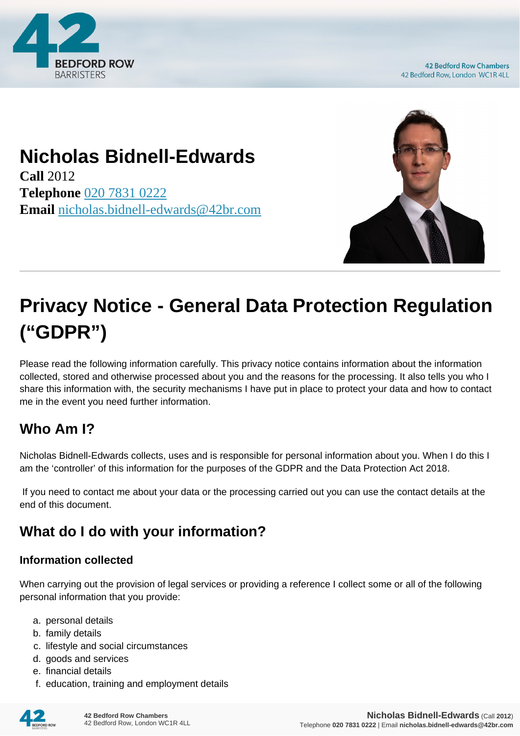# Nicholas Bidnell-Edwards

**Call** 2012
**Telephone** 020 7831 0222
**Email** nicholas.bidnell-edwards@42br.com

# Privacy Notice - General Data Protection Regulation ("GDPR")

Please read the following information carefully. This privacy notice contains information about the information collected, stored and otherwise processed about you and the reasons for the processing. It also tells you who I share this information with, the security mechanisms I have put in place to protect your data and how to contact me in the event you need further information.

## Who Am I?

Nicholas Bidnell-Edwards collects, uses and is responsible for personal information about you. When I do this I am the 'controller' of this information for the purposes of the GDPR and the Data Protection Act 2018.

If you need to contact me about your data or the processing carried out you can use the contact details at the end of this document.

## What do I do with your information?

### Information collected

When carrying out the provision of legal services or providing a reference I collect some or all of the following personal information that you provide:

a. personal details
b. family details
c. lifestyle and social circumstances
d. goods and services
e. financial details
f. education, training and employment details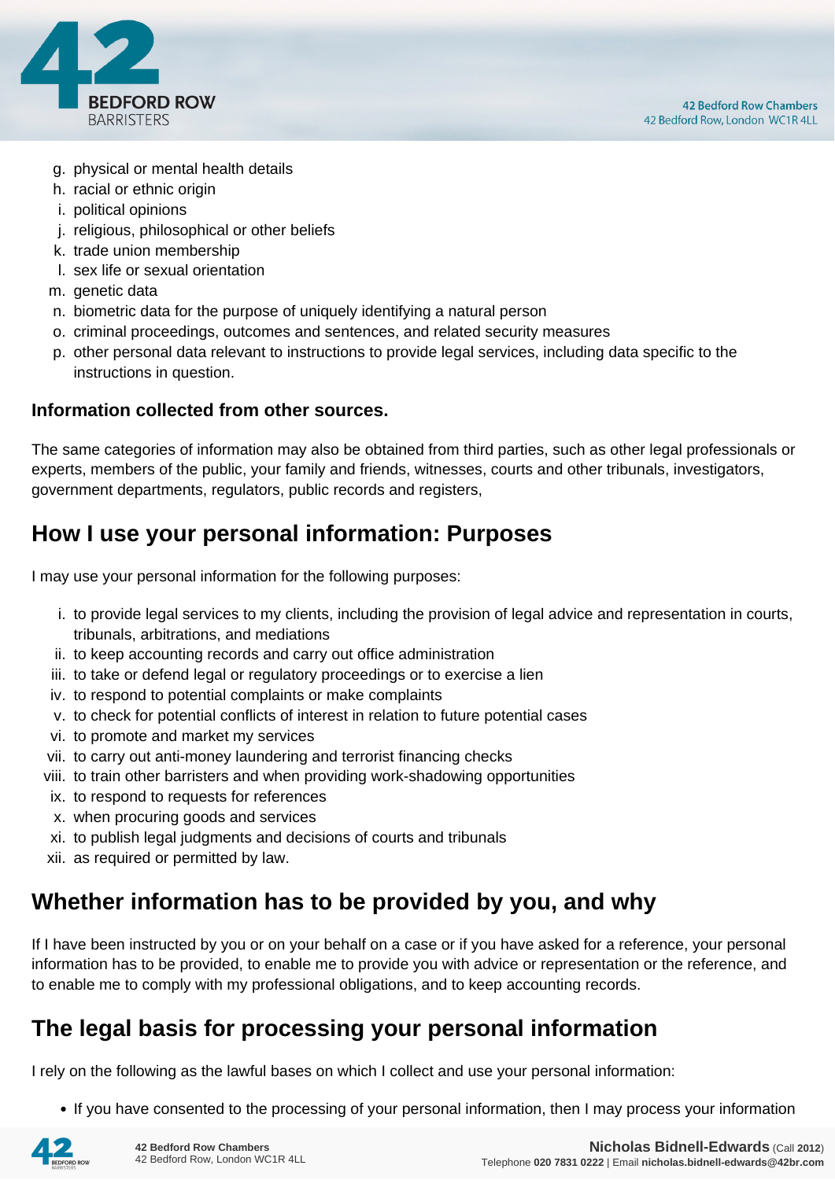g. physical or mental health details
h. racial or ethnic origin
i. political opinions
j. religious, philosophical or other beliefs
k. trade union membership
l. sex life or sexual orientation
m. genetic data
n. biometric data for the purpose of uniquely identifying a natural person
o. criminal proceedings, outcomes and sentences, and related security measures
p. other personal data relevant to instructions to provide legal services, including data specific to the instructions in question.

**Information collected from other sources.**

The same categories of information may also be obtained from third parties, such as other legal professionals or experts, members of the public, your family and friends, witnesses, courts and other tribunals, investigators, government departments, regulators, public records and registers,

## How I use your personal information: Purposes

I may use your personal information for the following purposes:

i. to provide legal services to my clients, including the provision of legal advice and representation in courts, tribunals, arbitrations, and mediations
ii. to keep accounting records and carry out office administration
iii. to take or defend legal or regulatory proceedings or to exercise a lien
iv. to respond to potential complaints or make complaints
v. to check for potential conflicts of interest in relation to future potential cases
vi. to promote and market my services
vii. to carry out anti-money laundering and terrorist financing checks
viii. to train other barristers and when providing work-shadowing opportunities
ix. to respond to requests for references
x. when procuring goods and services
xi. to publish legal judgments and decisions of courts and tribunals
xii. as required or permitted by law.

## Whether information has to be provided by you, and why

If I have been instructed by you or on your behalf on a case or if you have asked for a reference, your personal information has to be provided, to enable me to provide you with advice or representation or the reference, and to enable me to comply with my professional obligations, and to keep accounting records.

## The legal basis for processing your personal information

I rely on the following as the lawful bases on which I collect and use your personal information:

- If you have consented to the processing of your personal information, then I may process your information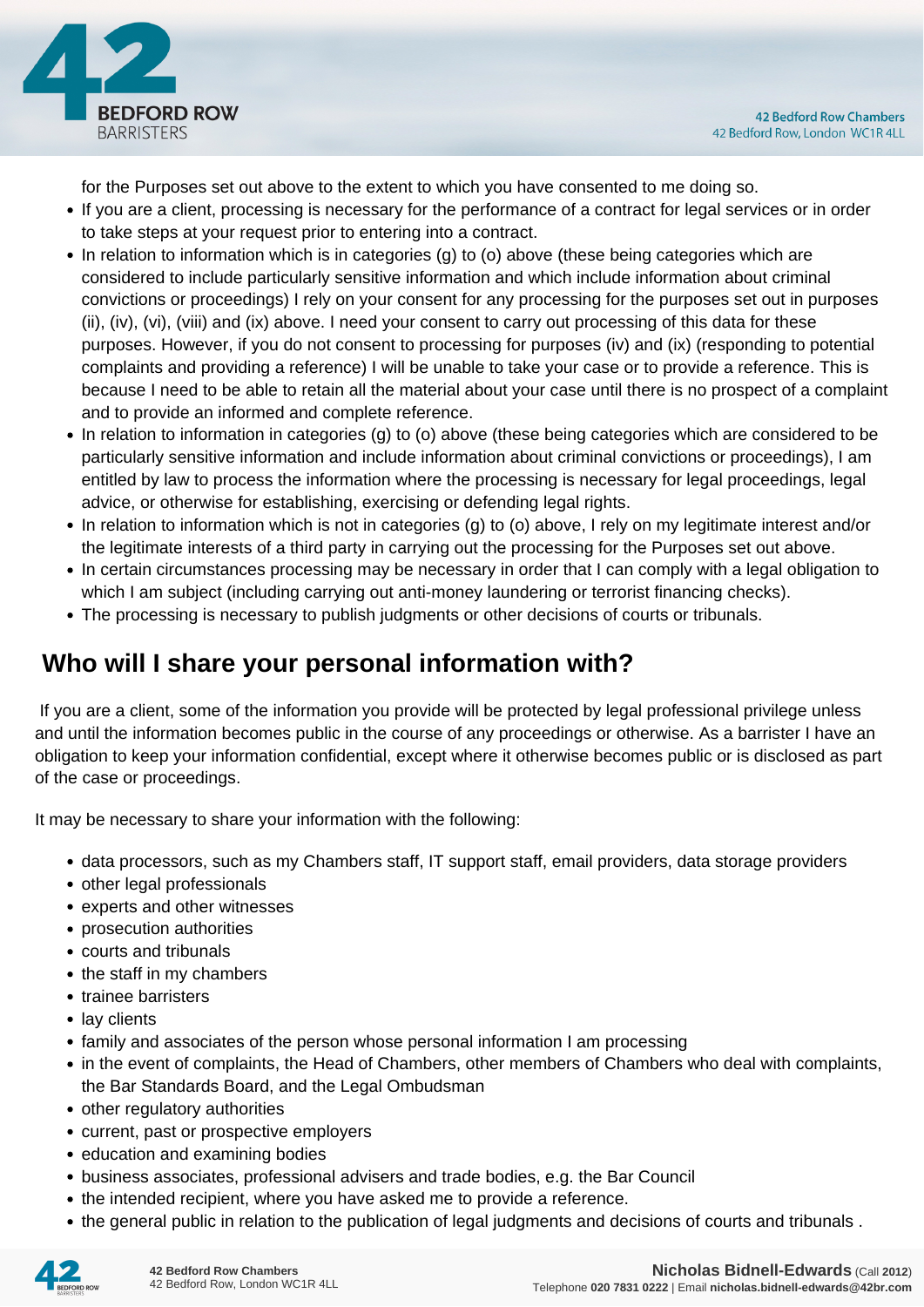for the Purposes set out above to the extent to which you have consented to me doing so.

- If you are a client, processing is necessary for the performance of a contract for legal services or in order to take steps at your request prior to entering into a contract.
- In relation to information which is in categories (g) to (o) above (these being categories which are considered to include particularly sensitive information and which include information about criminal convictions or proceedings) I rely on your consent for any processing for the purposes set out in purposes (ii), (iv), (vi), (viii) and (ix) above. I need your consent to carry out processing of this data for these purposes. However, if you do not consent to processing for purposes (iv) and (ix) (responding to potential complaints and providing a reference) I will be unable to take your case or to provide a reference. This is because I need to be able to retain all the material about your case until there is no prospect of a complaint and to provide an informed and complete reference.
- In relation to information in categories (g) to (o) above (these being categories which are considered to be particularly sensitive information and include information about criminal convictions or proceedings), I am entitled by law to process the information where the processing is necessary for legal proceedings, legal advice, or otherwise for establishing, exercising or defending legal rights.
- In relation to information which is not in categories (g) to (o) above, I rely on my legitimate interest and/or the legitimate interests of a third party in carrying out the processing for the Purposes set out above.
- In certain circumstances processing may be necessary in order that I can comply with a legal obligation to which I am subject (including carrying out anti-money laundering or terrorist financing checks).
- The processing is necessary to publish judgments or other decisions of courts or tribunals.

## Who will I share your personal information with?

If you are a client, some of the information you provide will be protected by legal professional privilege unless and until the information becomes public in the course of any proceedings or otherwise. As a barrister I have an obligation to keep your information confidential, except where it otherwise becomes public or is disclosed as part of the case or proceedings.

It may be necessary to share your information with the following:

- data processors, such as my Chambers staff, IT support staff, email providers, data storage providers
- other legal professionals
- experts and other witnesses
- prosecution authorities
- courts and tribunals
- the staff in my chambers
- trainee barristers
- lay clients
- family and associates of the person whose personal information I am processing
- in the event of complaints, the Head of Chambers, other members of Chambers who deal with complaints, the Bar Standards Board, and the Legal Ombudsman
- other regulatory authorities
- current, past or prospective employers
- education and examining bodies
- business associates, professional advisers and trade bodies, e.g. the Bar Council
- the intended recipient, where you have asked me to provide a reference.
- the general public in relation to the publication of legal judgments and decisions of courts and tribunals .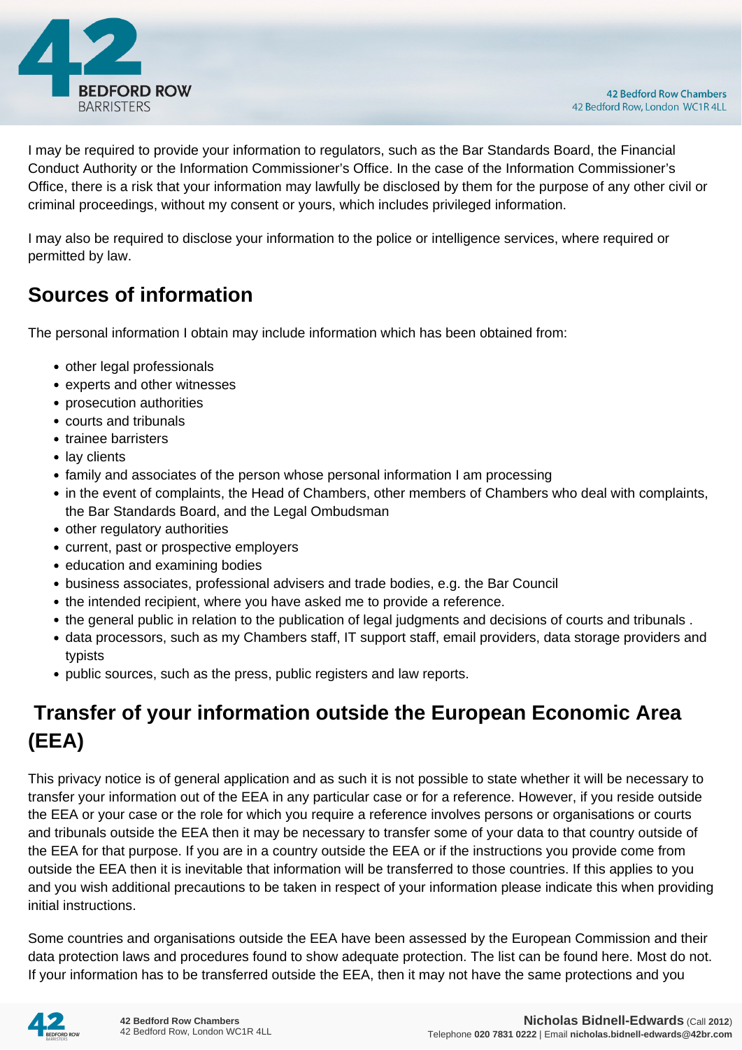I may be required to provide your information to regulators, such as the Bar Standards Board, the Financial Conduct Authority or the Information Commissioner's Office. In the case of the Information Commissioner's Office, there is a risk that your information may lawfully be disclosed by them for the purpose of any other civil or criminal proceedings, without my consent or yours, which includes privileged information.

I may also be required to disclose your information to the police or intelligence services, where required or permitted by law.

## Sources of information

The personal information I obtain may include information which has been obtained from:

- other legal professionals
- experts and other witnesses
- prosecution authorities
- courts and tribunals
- trainee barristers
- lay clients
- family and associates of the person whose personal information I am processing
- in the event of complaints, the Head of Chambers, other members of Chambers who deal with complaints, the Bar Standards Board, and the Legal Ombudsman
- other regulatory authorities
- current, past or prospective employers
- education and examining bodies
- business associates, professional advisers and trade bodies, e.g. the Bar Council
- the intended recipient, where you have asked me to provide a reference.
- the general public in relation to the publication of legal judgments and decisions of courts and tribunals .
- data processors, such as my Chambers staff, IT support staff, email providers, data storage providers and typists
- public sources, such as the press, public registers and law reports.

## Transfer of your information outside the European Economic Area (EEA)

This privacy notice is of general application and as such it is not possible to state whether it will be necessary to transfer your information out of the EEA in any particular case or for a reference. However, if you reside outside the EEA or your case or the role for which you require a reference involves persons or organisations or courts and tribunals outside the EEA then it may be necessary to transfer some of your data to that country outside of the EEA for that purpose. If you are in a country outside the EEA or if the instructions you provide come from outside the EEA then it is inevitable that information will be transferred to those countries. If this applies to you and you wish additional precautions to be taken in respect of your information please indicate this when providing initial instructions.

Some countries and organisations outside the EEA have been assessed by the European Commission and their data protection laws and procedures found to show adequate protection. The list can be found here. Most do not. If your information has to be transferred outside the EEA, then it may not have the same protections and you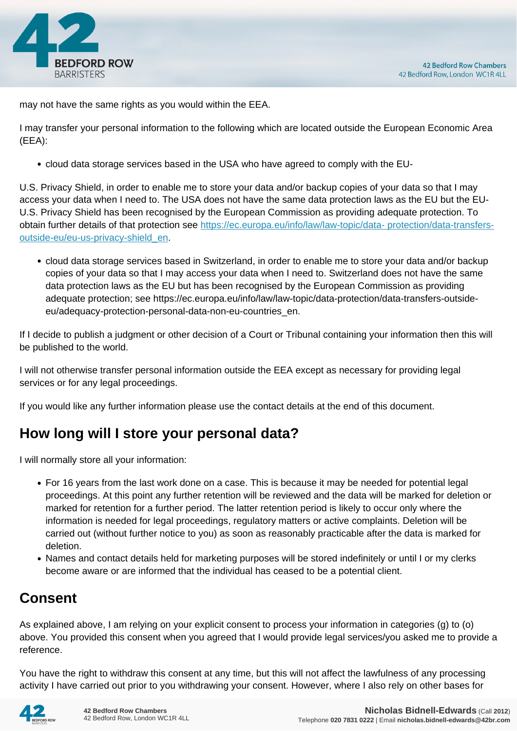may not have the same rights as you would within the EEA.

I may transfer your personal information to the following which are located outside the European Economic Area (EEA):

- cloud data storage services based in the USA who have agreed to comply with the EU-

U.S. Privacy Shield, in order to enable me to store your data and/or backup copies of your data so that I may access your data when I need to. The USA does not have the same data protection laws as the EU but the EU-U.S. Privacy Shield has been recognised by the European Commission as providing adequate protection. To obtain further details of that protection see [https://ec.europa.eu/info/law/law-topic/data- protection/data-transfers-outside-eu/eu-us-privacy-shield_en](https://ec.europa.eu/info/law/law-topic/data-protection/data-transfers-outside-eu/eu-us-privacy-shield_en).

- cloud data storage services based in Switzerland, in order to enable me to store your data and/or backup copies of your data so that I may access your data when I need to. Switzerland does not have the same data protection laws as the EU but has been recognised by the European Commission as providing adequate protection; see https://ec.europa.eu/info/law/law-topic/data-protection/data-transfers-outside-eu/adequacy-protection-personal-data-non-eu-countries_en.

If I decide to publish a judgment or other decision of a Court or Tribunal containing your information then this will be published to the world.

I will not otherwise transfer personal information outside the EEA except as necessary for providing legal services or for any legal proceedings.

If you would like any further information please use the contact details at the end of this document.

## How long will I store your personal data?

I will normally store all your information:

- For 16 years from the last work done on a case. This is because it may be needed for potential legal proceedings. At this point any further retention will be reviewed and the data will be marked for deletion or marked for retention for a further period. The latter retention period is likely to occur only where the information is needed for legal proceedings, regulatory matters or active complaints. Deletion will be carried out (without further notice to you) as soon as reasonably practicable after the data is marked for deletion.
- Names and contact details held for marketing purposes will be stored indefinitely or until I or my clerks become aware or are informed that the individual has ceased to be a potential client.

## Consent

As explained above, I am relying on your explicit consent to process your information in categories (g) to (o) above. You provided this consent when you agreed that I would provide legal services/you asked me to provide a reference.

You have the right to withdraw this consent at any time, but this will not affect the lawfulness of any processing activity I have carried out prior to you withdrawing your consent. However, where I also rely on other bases for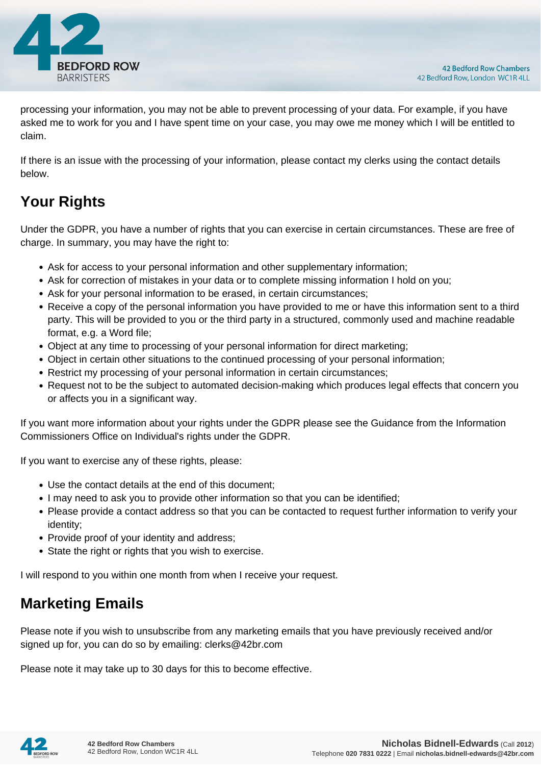processing your information, you may not be able to prevent processing of your data. For example, if you have asked me to work for you and I have spent time on your case, you may owe me money which I will be entitled to claim.

If there is an issue with the processing of your information, please contact my clerks using the contact details below.

## Your Rights

Under the GDPR, you have a number of rights that you can exercise in certain circumstances. These are free of charge. In summary, you may have the right to:

- Ask for access to your personal information and other supplementary information;
- Ask for correction of mistakes in your data or to complete missing information I hold on you;
- Ask for your personal information to be erased, in certain circumstances;
- Receive a copy of the personal information you have provided to me or have this information sent to a third party. This will be provided to you or the third party in a structured, commonly used and machine readable format, e.g. a Word file;
- Object at any time to processing of your personal information for direct marketing;
- Object in certain other situations to the continued processing of your personal information;
- Restrict my processing of your personal information in certain circumstances;
- Request not to be the subject to automated decision-making which produces legal effects that concern you or affects you in a significant way.

If you want more information about your rights under the GDPR please see the Guidance from the Information Commissioners Office on Individual's rights under the GDPR.

If you want to exercise any of these rights, please:

- Use the contact details at the end of this document;
- I may need to ask you to provide other information so that you can be identified;
- Please provide a contact address so that you can be contacted to request further information to verify your identity;
- Provide proof of your identity and address;
- State the right or rights that you wish to exercise.

I will respond to you within one month from when I receive your request.

## Marketing Emails

Please note if you wish to unsubscribe from any marketing emails that you have previously received and/or signed up for, you can do so by emailing: clerks@42br.com

Please note it may take up to 30 days for this to become effective.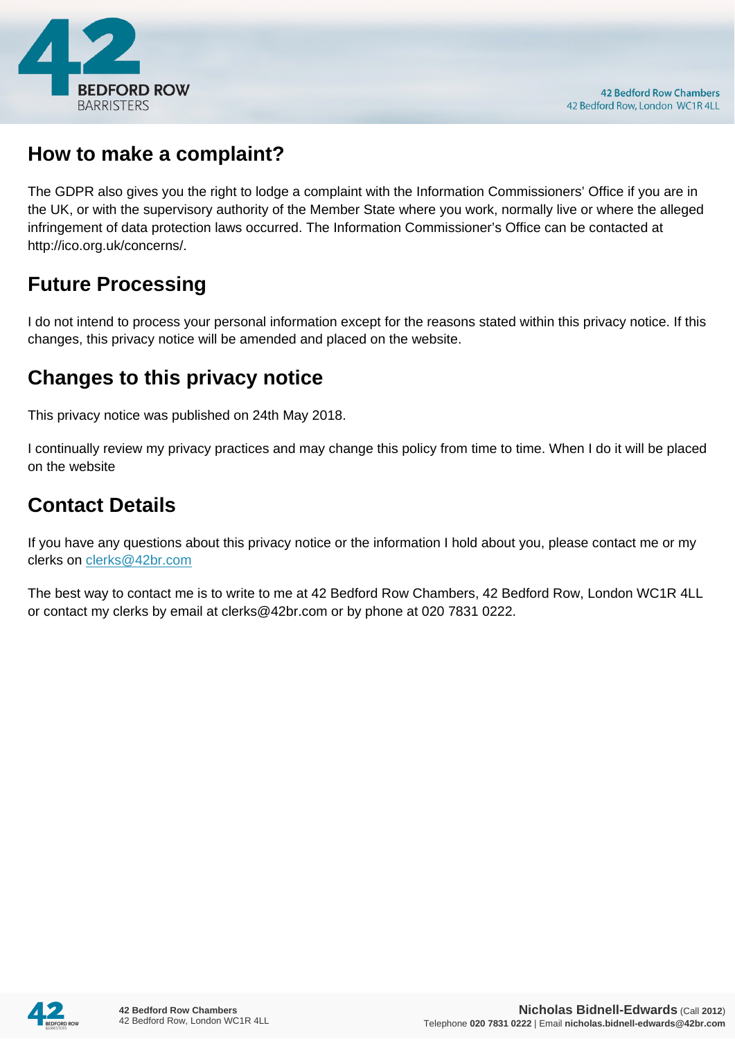## How to make a complaint?

The GDPR also gives you the right to lodge a complaint with the Information Commissioners' Office if you are in the UK, or with the supervisory authority of the Member State where you work, normally live or where the alleged infringement of data protection laws occurred. The Information Commissioner's Office can be contacted at http://ico.org.uk/concerns/.

## Future Processing

I do not intend to process your personal information except for the reasons stated within this privacy notice. If this changes, this privacy notice will be amended and placed on the website.

## Changes to this privacy notice

This privacy notice was published on 24th May 2018.

I continually review my privacy practices and may change this policy from time to time. When I do it will be placed on the website

## Contact Details

If you have any questions about this privacy notice or the information I hold about you, please contact me or my clerks on clerks@42br.com

The best way to contact me is to write to me at 42 Bedford Row Chambers, 42 Bedford Row, London WC1R 4LL or contact my clerks by email at clerks@42br.com or by phone at 020 7831 0222.